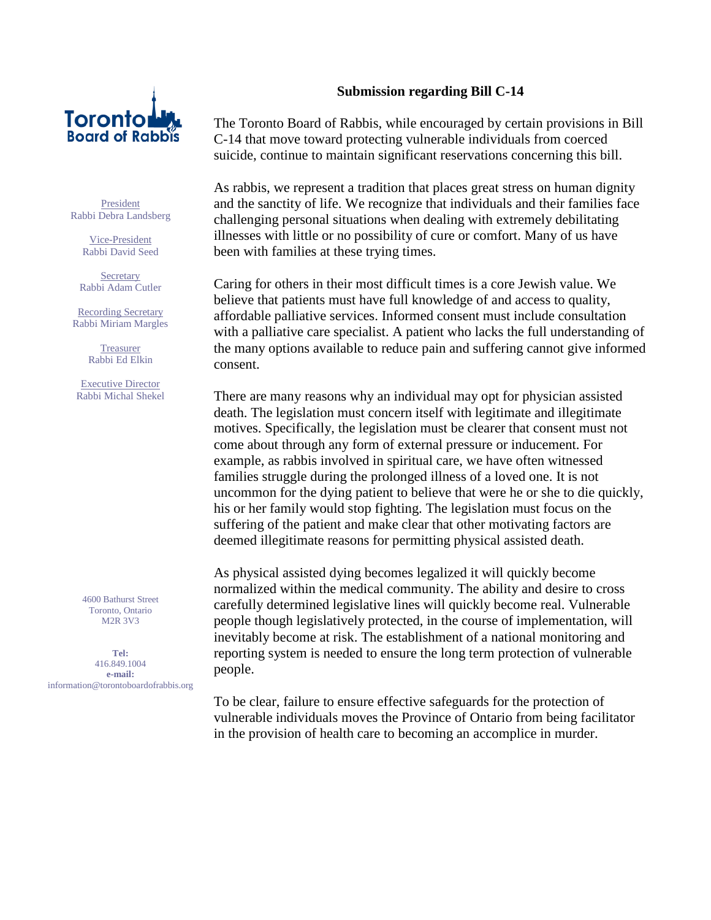Toronto Board of Rabbis

President
Rabbi Debra Landsberg

Vice-President
Rabbi David Seed

Secretary
Rabbi Adam Cutler

Recording Secretary
Rabbi Miriam Margles

Treasurer
Rabbi Ed Elkin

Executive Director
Rabbi Michal Shekel

4600 Bathurst Street
Toronto, Ontario
M2R 3V3

**Tel:**
416.849.1004
**e-mail:**
information@torontoboardofrabbis.org

## Submission regarding Bill C-14

The Toronto Board of Rabbis, while encouraged by certain provisions in Bill C-14 that move toward protecting vulnerable individuals from coerced suicide, continue to maintain significant reservations concerning this bill.

As rabbis, we represent a tradition that places great stress on human dignity and the sanctity of life. We recognize that individuals and their families face challenging personal situations when dealing with extremely debilitating illnesses with little or no possibility of cure or comfort. Many of us have been with families at these trying times.

Caring for others in their most difficult times is a core Jewish value. We believe that patients must have full knowledge of and access to quality, affordable palliative services. Informed consent must include consultation with a palliative care specialist. A patient who lacks the full understanding of the many options available to reduce pain and suffering cannot give informed consent.

There are many reasons why an individual may opt for physician assisted death. The legislation must concern itself with legitimate and illegitimate motives. Specifically, the legislation must be clearer that consent must not come about through any form of external pressure or inducement. For example, as rabbis involved in spiritual care, we have often witnessed families struggle during the prolonged illness of a loved one. It is not uncommon for the dying patient to believe that were he or she to die quickly, his or her family would stop fighting. The legislation must focus on the suffering of the patient and make clear that other motivating factors are deemed illegitimate reasons for permitting physical assisted death.

As physical assisted dying becomes legalized it will quickly become normalized within the medical community. The ability and desire to cross carefully determined legislative lines will quickly become real. Vulnerable people though legislatively protected, in the course of implementation, will inevitably become at risk. The establishment of a national monitoring and reporting system is needed to ensure the long term protection of vulnerable people.

To be clear, failure to ensure effective safeguards for the protection of vulnerable individuals moves the Province of Ontario from being facilitator in the provision of health care to becoming an accomplice in murder.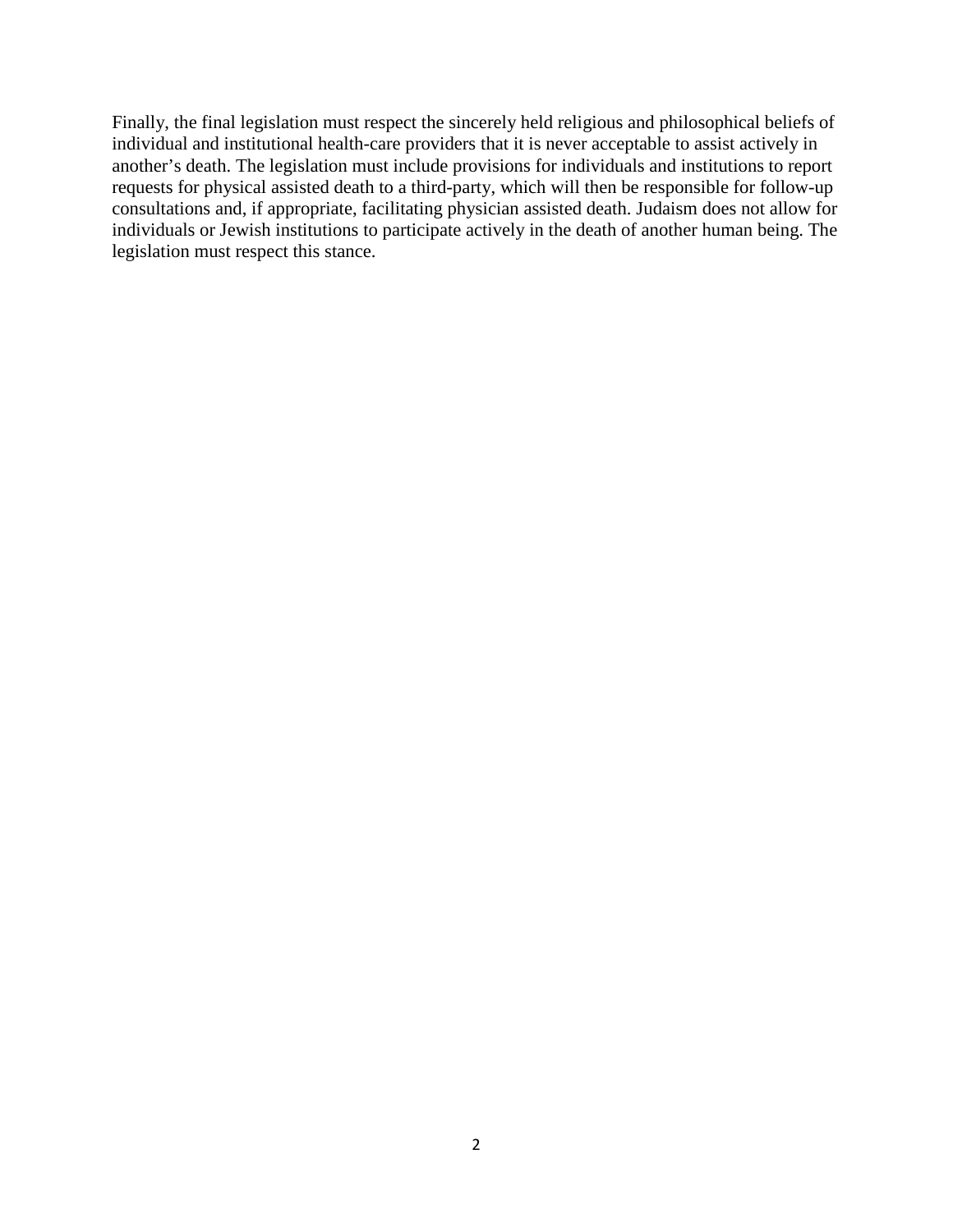Finally, the final legislation must respect the sincerely held religious and philosophical beliefs of individual and institutional health-care providers that it is never acceptable to assist actively in another's death. The legislation must include provisions for individuals and institutions to report requests for physical assisted death to a third-party, which will then be responsible for follow-up consultations and, if appropriate, facilitating physician assisted death. Judaism does not allow for individuals or Jewish institutions to participate actively in the death of another human being. The legislation must respect this stance.